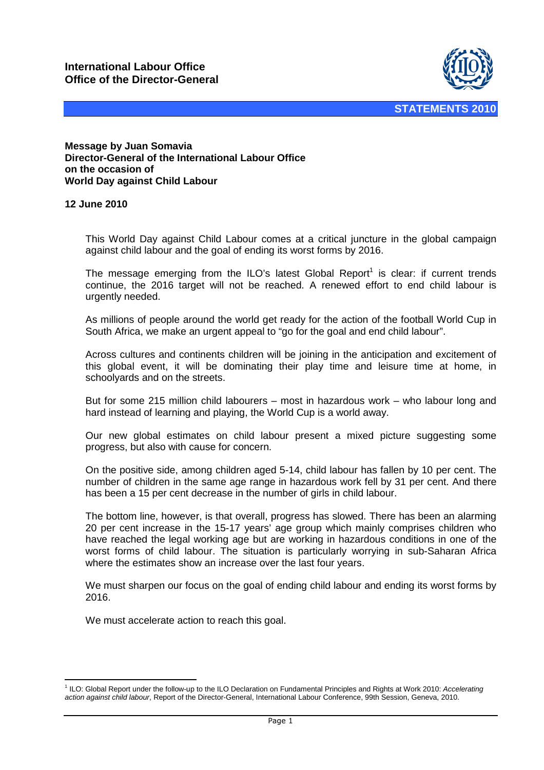**International Labour Office**
**Office of the Director-General**

**STATEMENTS 2010**

# Message by Juan Somavia
# Director-General of the International Labour Office
# on the occasion of
# World Day against Child Labour

**12 June 2010**

This World Day against Child Labour comes at a critical juncture in the global campaign against child labour and the goal of ending its worst forms by 2016.

The message emerging from the ILO's latest Global Report[1] is clear: if current trends continue, the 2016 target will not be reached. A renewed effort to end child labour is urgently needed.

As millions of people around the world get ready for the action of the football World Cup in South Africa, we make an urgent appeal to "go for the goal and end child labour".

Across cultures and continents children will be joining in the anticipation and excitement of this global event, it will be dominating their play time and leisure time at home, in schoolyards and on the streets.

But for some 215 million child labourers – most in hazardous work – who labour long and hard instead of learning and playing, the World Cup is a world away.

Our new global estimates on child labour present a mixed picture suggesting some progress, but also with cause for concern.

On the positive side, among children aged 5-14, child labour has fallen by 10 per cent. The number of children in the same age range in hazardous work fell by 31 per cent. And there has been a 15 per cent decrease in the number of girls in child labour.

The bottom line, however, is that overall, progress has slowed. There has been an alarming 20 per cent increase in the 15-17 years' age group which mainly comprises children who have reached the legal working age but are working in hazardous conditions in one of the worst forms of child labour. The situation is particularly worrying in sub-Saharan Africa where the estimates show an increase over the last four years.

We must sharpen our focus on the goal of ending child labour and ending its worst forms by 2016.

We must accelerate action to reach this goal.

---

[1] ILO: Global Report under the follow-up to the ILO Declaration on Fundamental Principles and Rights at Work 2010: *Accelerating action against child labour*, Report of the Director-General, International Labour Conference, 99th Session, Geneva, 2010.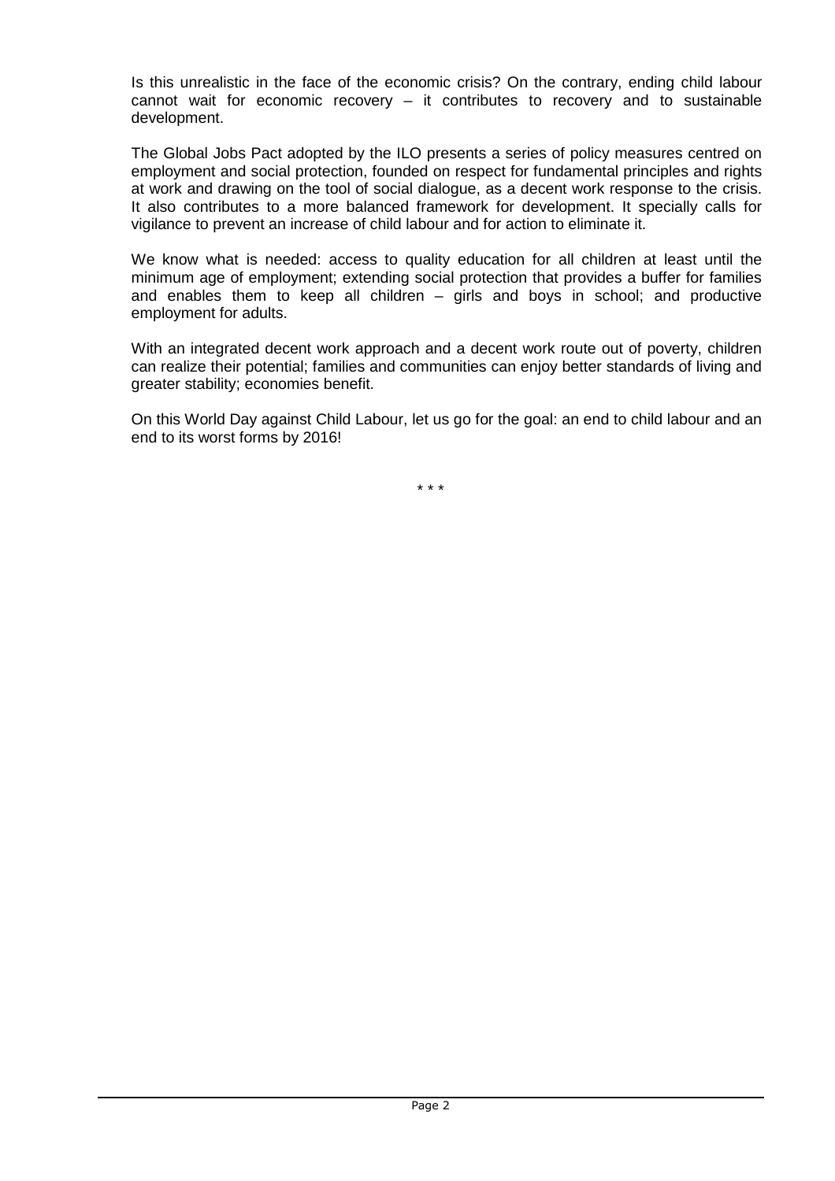Is this unrealistic in the face of the economic crisis? On the contrary, ending child labour cannot wait for economic recovery – it contributes to recovery and to sustainable development.

The Global Jobs Pact adopted by the ILO presents a series of policy measures centred on employment and social protection, founded on respect for fundamental principles and rights at work and drawing on the tool of social dialogue, as a decent work response to the crisis. It also contributes to a more balanced framework for development. It specially calls for vigilance to prevent an increase of child labour and for action to eliminate it.

We know what is needed: access to quality education for all children at least until the minimum age of employment; extending social protection that provides a buffer for families and enables them to keep all children – girls and boys in school; and productive employment for adults.

With an integrated decent work approach and a decent work route out of poverty, children can realize their potential; families and communities can enjoy better standards of living and greater stability; economies benefit.

On this World Day against Child Labour, let us go for the goal: an end to child labour and an end to its worst forms by 2016!

\* \* \*